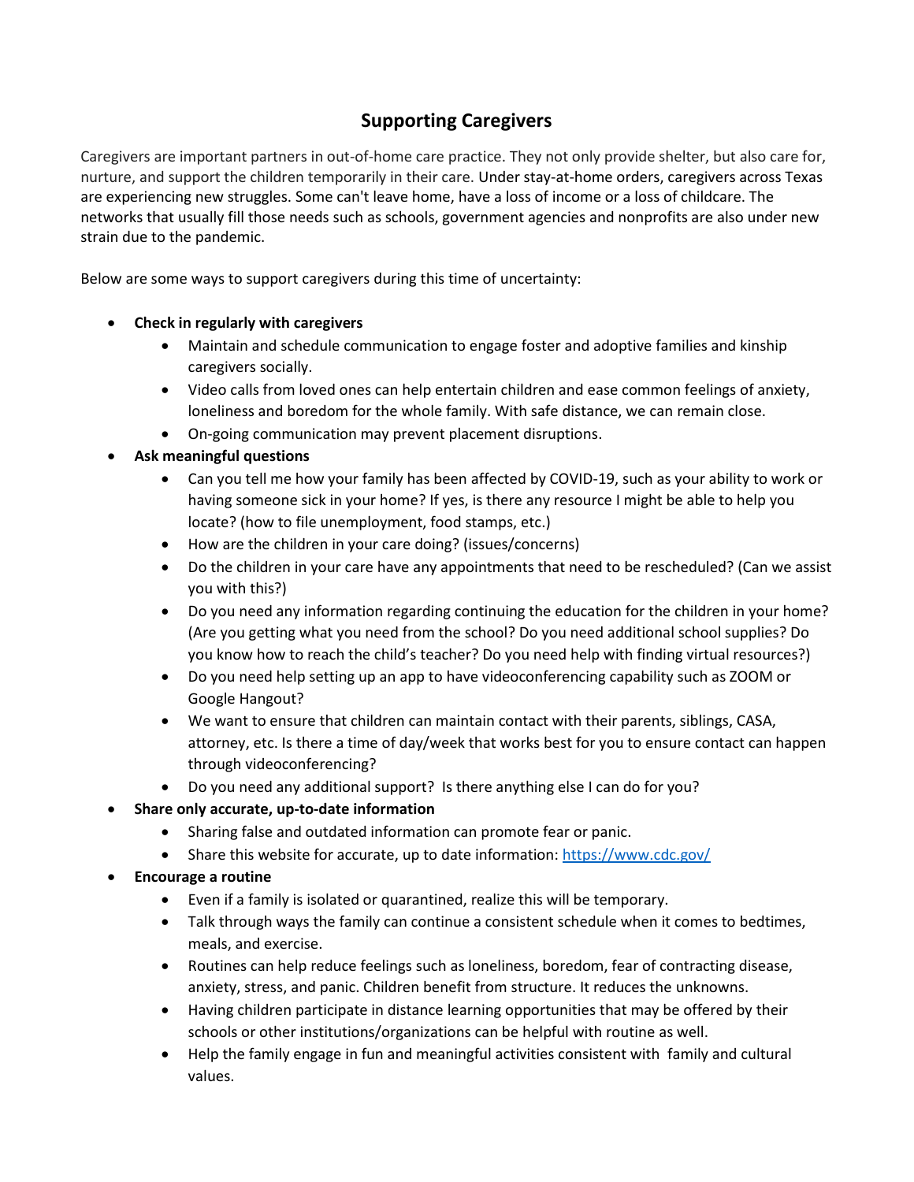# Supporting Caregivers

Caregivers are important partners in out-of-home care practice. They not only provide shelter, but also care for, nurture, and support the children temporarily in their care. Under stay-at-home orders, caregivers across Texas are experiencing new struggles. Some can't leave home, have a loss of income or a loss of childcare. The networks that usually fill those needs such as schools, government agencies and nonprofits are also under new strain due to the pandemic.

Below are some ways to support caregivers during this time of uncertainty:

- **Check in regularly with caregivers**
  - Maintain and schedule communication to engage foster and adoptive families and kinship caregivers socially.
  - Video calls from loved ones can help entertain children and ease common feelings of anxiety, loneliness and boredom for the whole family. With safe distance, we can remain close.
  - On-going communication may prevent placement disruptions.
- **Ask meaningful questions**
  - Can you tell me how your family has been affected by COVID-19, such as your ability to work or having someone sick in your home? If yes, is there any resource I might be able to help you locate? (how to file unemployment, food stamps, etc.)
  - How are the children in your care doing? (issues/concerns)
  - Do the children in your care have any appointments that need to be rescheduled? (Can we assist you with this?)
  - Do you need any information regarding continuing the education for the children in your home? (Are you getting what you need from the school? Do you need additional school supplies? Do you know how to reach the child's teacher? Do you need help with finding virtual resources?)
  - Do you need help setting up an app to have videoconferencing capability such as ZOOM or Google Hangout?
  - We want to ensure that children can maintain contact with their parents, siblings, CASA, attorney, etc. Is there a time of day/week that works best for you to ensure contact can happen through videoconferencing?
  - Do you need any additional support? Is there anything else I can do for you?
- **Share only accurate, up-to-date information**
  - Sharing false and outdated information can promote fear or panic.
  - Share this website for accurate, up to date information: [https://www.cdc.gov/](https://www.cdc.gov/)
- **Encourage a routine**
  - Even if a family is isolated or quarantined, realize this will be temporary.
  - Talk through ways the family can continue a consistent schedule when it comes to bedtimes, meals, and exercise.
  - Routines can help reduce feelings such as loneliness, boredom, fear of contracting disease, anxiety, stress, and panic. Children benefit from structure. It reduces the unknowns.
  - Having children participate in distance learning opportunities that may be offered by their schools or other institutions/organizations can be helpful with routine as well.
  - Help the family engage in fun and meaningful activities consistent with family and cultural values.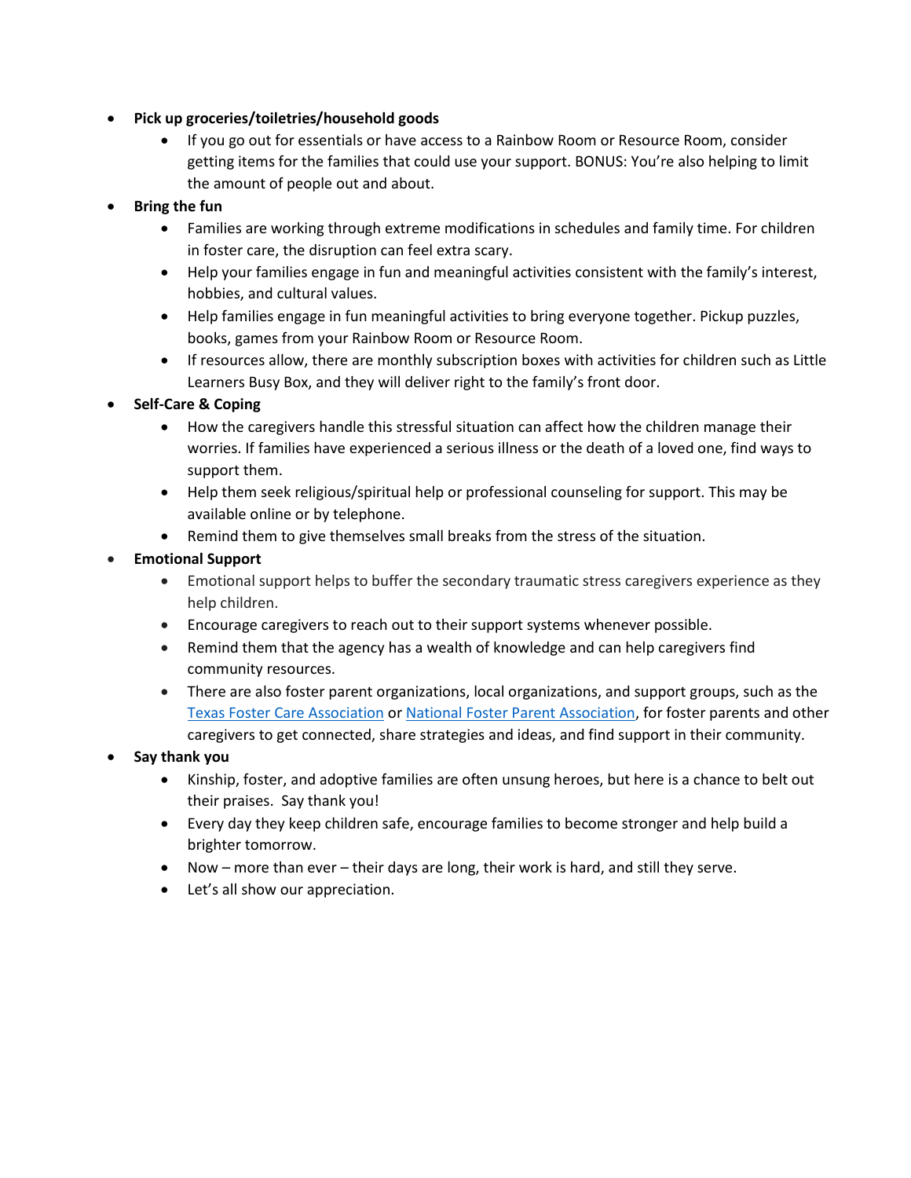- **Pick up groceries/toiletries/household goods**
    - If you go out for essentials or have access to a Rainbow Room or Resource Room, consider getting items for the families that could use your support. BONUS: You're also helping to limit the amount of people out and about.
- **Bring the fun**
    - Families are working through extreme modifications in schedules and family time. For children in foster care, the disruption can feel extra scary.
    - Help your families engage in fun and meaningful activities consistent with the family's interest, hobbies, and cultural values.
    - Help families engage in fun meaningful activities to bring everyone together. Pickup puzzles, books, games from your Rainbow Room or Resource Room.
    - If resources allow, there are monthly subscription boxes with activities for children such as Little Learners Busy Box, and they will deliver right to the family's front door.
- **Self-Care & Coping**
    - How the caregivers handle this stressful situation can affect how the children manage their worries. If families have experienced a serious illness or the death of a loved one, find ways to support them.
    - Help them seek religious/spiritual help or professional counseling for support. This may be available online or by telephone.
    - Remind them to give themselves small breaks from the stress of the situation.
- **Emotional Support**
    - Emotional support helps to buffer the secondary traumatic stress caregivers experience as they help children.
    - Encourage caregivers to reach out to their support systems whenever possible.
    - Remind them that the agency has a wealth of knowledge and can help caregivers find community resources.
    - There are also foster parent organizations, local organizations, and support groups, such as the Texas Foster Care Association or National Foster Parent Association, for foster parents and other caregivers to get connected, share strategies and ideas, and find support in their community.
- **Say thank you**
    - Kinship, foster, and adoptive families are often unsung heroes, but here is a chance to belt out their praises. Say thank you!
    - Every day they keep children safe, encourage families to become stronger and help build a brighter tomorrow.
    - Now – more than ever – their days are long, their work is hard, and still they serve.
    - Let's all show our appreciation.